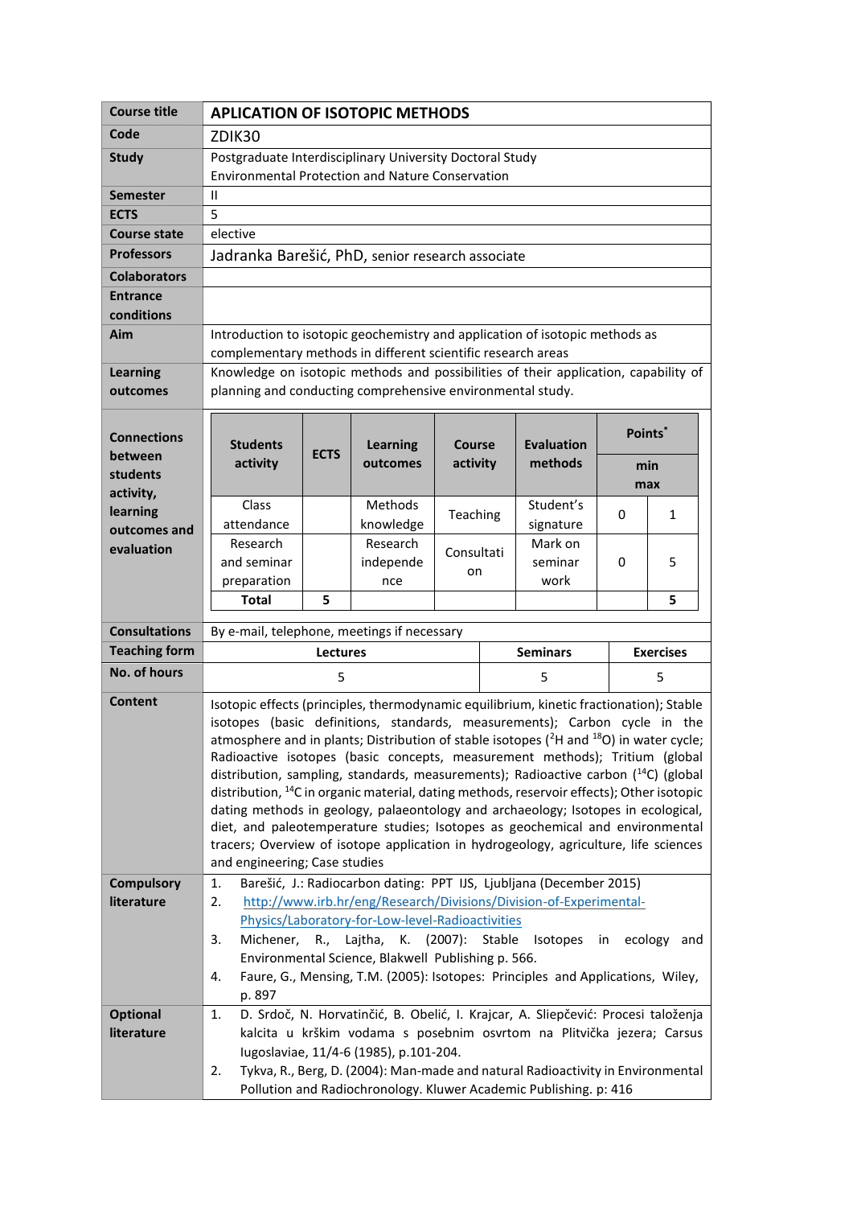| Course title | **APLICATION OF ISOTOPIC METHODS** |
|---|---|
| **Code** | ZDIK30 |
| **Study** | Postgraduate Interdisciplinary University Doctoral Study<br>Environmental Protection and Nature Conservation |
| **Semester** | II |
| **ECTS** | 5 |
| **Course state** | elective |
| **Professors** | Jadranka Barešić, PhD, senior research associate |
| **Colaborators** | |
| **Entrance conditions** | |
| **Aim** | Introduction to isotopic geochemistry and application of isotopic methods as complementary methods in different scientific research areas |
| **Learning outcomes** | Knowledge on isotopic methods and possibilities of their application, capability of planning and conducting comprehensive environmental study. |

**Connections between students activity, learning outcomes and evaluation**

| Students activity | ECTS | Learning outcomes | Course activity | Evaluation methods | Points* min | Points* max |
|---|---|---|---|---|---|---|
| Class attendance | | Methods knowledge | Teaching | Student's signature | 0 | 1 |
| Research and seminar preparation | | Research independence | Consultation | Mark on seminar work | 0 | 5 |
| **Total** | **5** | | | | | **5** |

| | | | |
|---|---|---|---|
| **Consultations** | By e-mail, telephone, meetings if necessary | | |
| **Teaching form** | **Lectures** | **Seminars** | **Exercises** |
| **No. of hours** | 5 | 5 | 5 |

| | |
|---|---|
| **Content** | Isotopic effects (principles, thermodynamic equilibrium, kinetic fractionation); Stable isotopes (basic definitions, standards, measurements); Carbon cycle in the atmosphere and in plants; Distribution of stable isotopes ($^{2}H$ and $^{18}O$) in water cycle; Radioactive isotopes (basic concepts, measurement methods); Tritium (global distribution, sampling, standards, measurements); Radioactive carbon ($^{14}C$) (global distribution, $^{14}C$ in organic material, dating methods, reservoir effects); Other isotopic dating methods in geology, palaeontology and archaeology; Isotopes in ecological, diet, and paleotemperature studies; Isotopes as geochemical and environmental tracers; Overview of isotope application in hydrogeology, agriculture, life sciences and engineering; Case studies |
| **Compulsory literature** | 1. Barešić, J.: Radiocarbon dating: PPT IJS, Ljubljana (December 2015)<br>2. http://www.irb.hr/eng/Research/Divisions/Division-of-Experimental-Physics/Laboratory-for-Low-level-Radioactivities<br>3. Michener, R., Lajtha, K. (2007): Stable Isotopes in ecology and Environmental Science, Blakwell Publishing p. 566.<br>4. Faure, G., Mensing, T.M. (2005): Isotopes: Principles and Applications, Wiley, p. 897 |
| **Optional literature** | 1. D. Srdoč, N. Horvatinčić, B. Obelić, I. Krajcar, A. Sliepčević: Procesi taloženja kalcita u krškim vodama s posebnim osvrtom na Plitvička jezera; Carsus Iugoslaviae, 11/4-6 (1985), p.101-204.<br>2. Tykva, R., Berg, D. (2004): Man-made and natural Radioactivity in Environmental Pollution and Radiochronology. Kluwer Academic Publishing. p: 416 |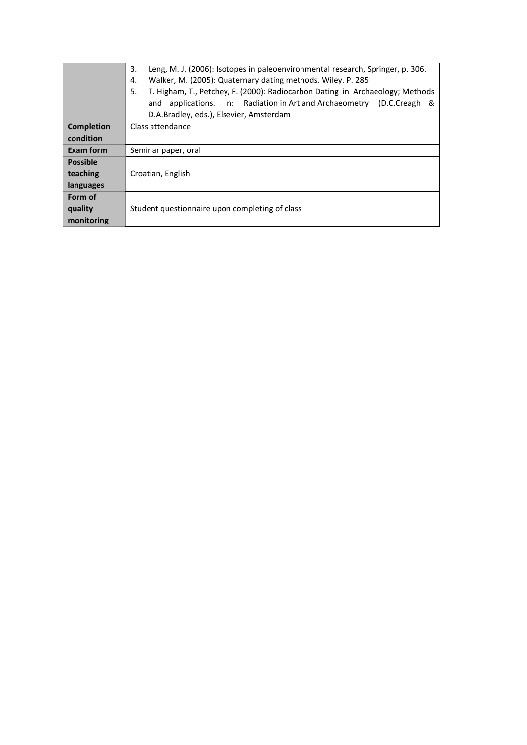| | |
|---|---|
| | 3. Leng, M. J. (2006): Isotopes in paleoenvironmental research, Springer, p. 306.<br>4. Walker, M. (2005): Quaternary dating methods. Wiley. P. 285<br>5. T. Higham, T., Petchey, F. (2000): Radiocarbon Dating in Archaeology; Methods and applications. In: Radiation in Art and Archaeometry (D.C.Creagh & D.A.Bradley, eds.), Elsevier, Amsterdam |
| **Completion condition** | Class attendance |
| **Exam form** | Seminar paper, oral |
| **Possible teaching languages** | Croatian, English |
| **Form of quality monitoring** | Student questionnaire upon completing of class |